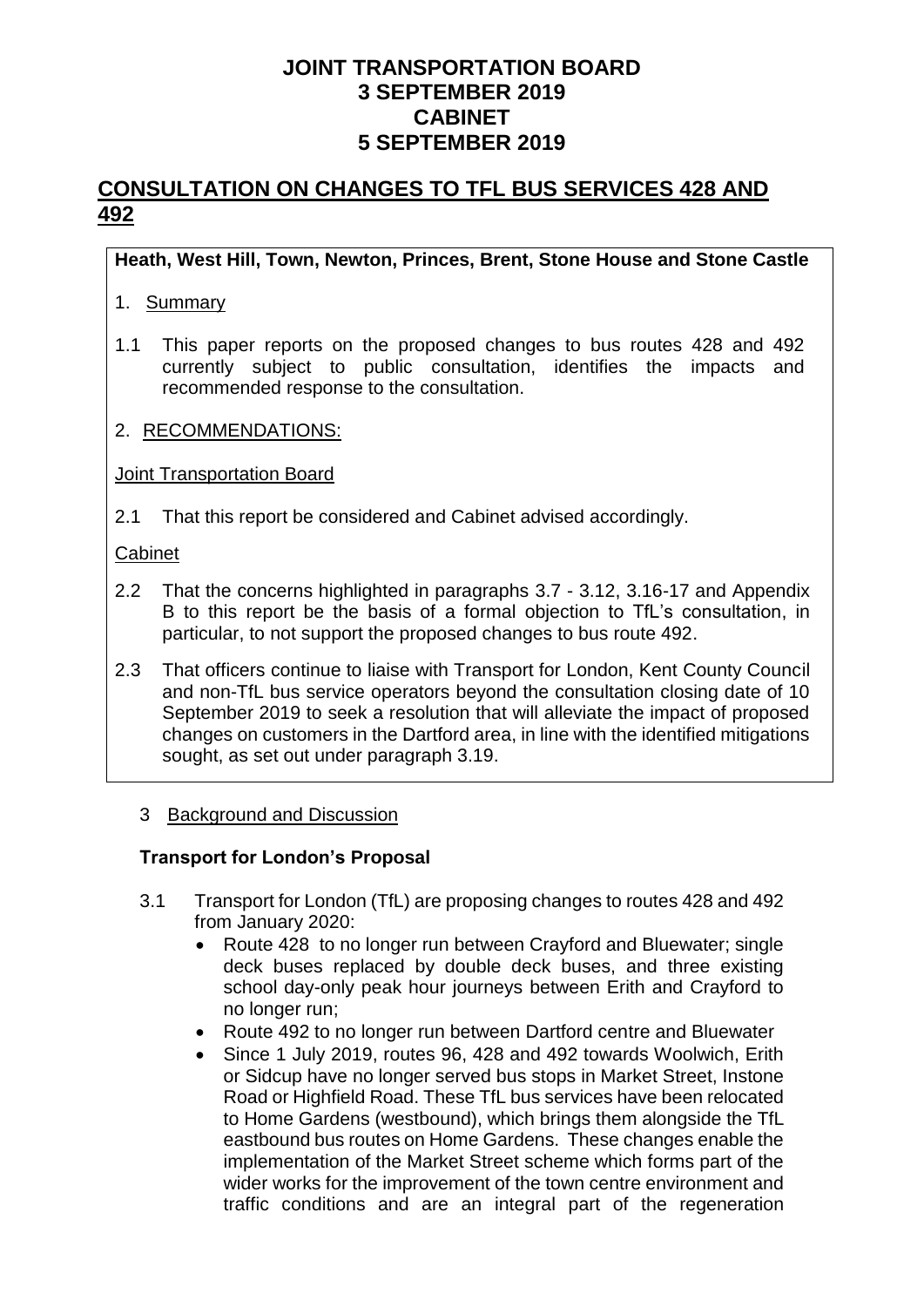# JOINT TRANSPORTATION BOARD
# 3 SEPTEMBER 2019
# CABINET
# 5 SEPTEMBER 2019

## CONSULTATION ON CHANGES TO TFL BUS SERVICES 428 AND 492

**Heath, West Hill, Town, Newton, Princes, Brent, Stone House and Stone Castle**

1. Summary

1.1 This paper reports on the proposed changes to bus routes 428 and 492 currently subject to public consultation, identifies the impacts and recommended response to the consultation.

2. RECOMMENDATIONS:

Joint Transportation Board

2.1 That this report be considered and Cabinet advised accordingly.

Cabinet

2.2 That the concerns highlighted in paragraphs 3.7 - 3.12, 3.16-17 and Appendix B to this report be the basis of a formal objection to TfL's consultation, in particular, to not support the proposed changes to bus route 492.

2.3 That officers continue to liaise with Transport for London, Kent County Council and non-TfL bus service operators beyond the consultation closing date of 10 September 2019 to seek a resolution that will alleviate the impact of proposed changes on customers in the Dartford area, in line with the identified mitigations sought, as set out under paragraph 3.19.

3 Background and Discussion

**Transport for London's Proposal**

3.1 Transport for London (TfL) are proposing changes to routes 428 and 492 from January 2020:

- Route 428 to no longer run between Crayford and Bluewater; single deck buses replaced by double deck buses, and three existing school day-only peak hour journeys between Erith and Crayford to no longer run;
- Route 492 to no longer run between Dartford centre and Bluewater
- Since 1 July 2019, routes 96, 428 and 492 towards Woolwich, Erith or Sidcup have no longer served bus stops in Market Street, Instone Road or Highfield Road. These TfL bus services have been relocated to Home Gardens (westbound), which brings them alongside the TfL eastbound bus routes on Home Gardens. These changes enable the implementation of the Market Street scheme which forms part of the wider works for the improvement of the town centre environment and traffic conditions and are an integral part of the regeneration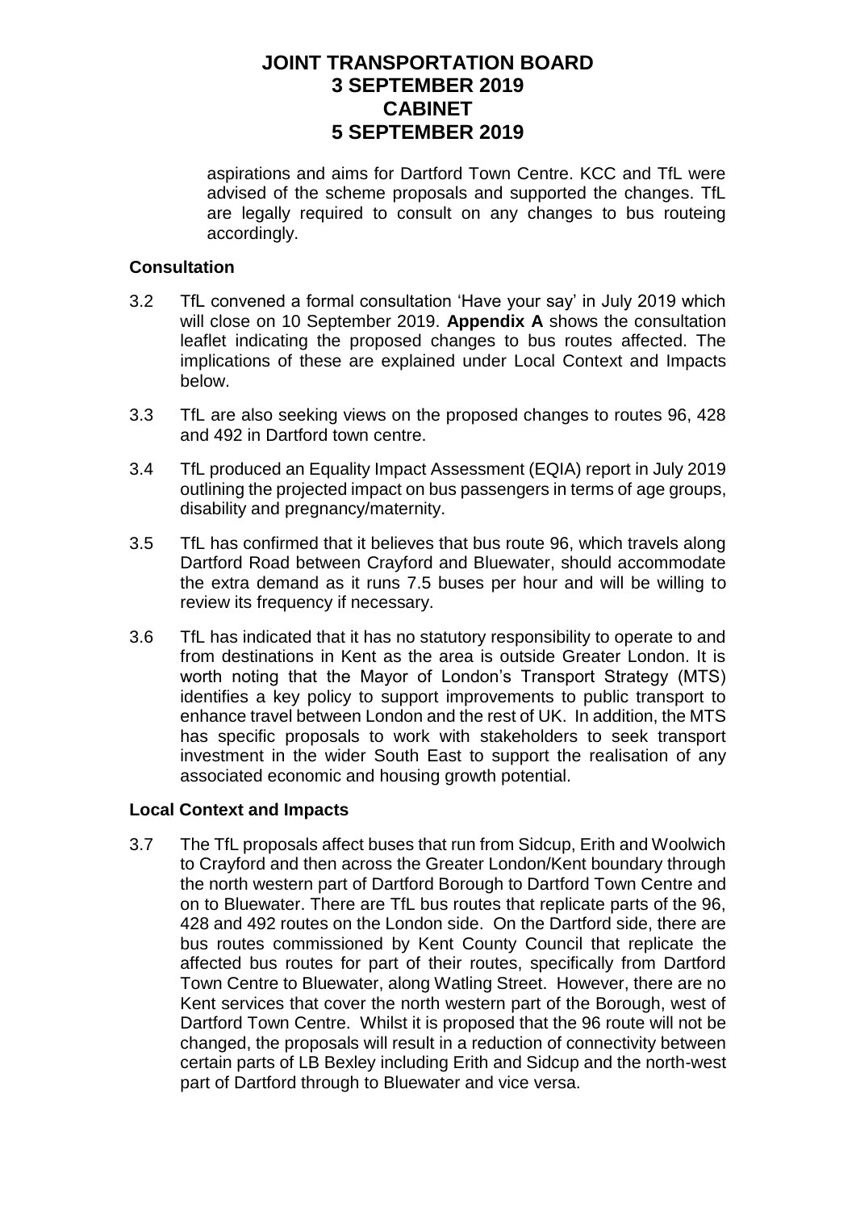aspirations and aims for Dartford Town Centre. KCC and TfL were advised of the scheme proposals and supported the changes. TfL are legally required to consult on any changes to bus routeing accordingly.

### Consultation

3.2 TfL convened a formal consultation 'Have your say' in July 2019 which will close on 10 September 2019. **Appendix A** shows the consultation leaflet indicating the proposed changes to bus routes affected. The implications of these are explained under Local Context and Impacts below.

3.3 TfL are also seeking views on the proposed changes to routes 96, 428 and 492 in Dartford town centre.

3.4 TfL produced an Equality Impact Assessment (EQIA) report in July 2019 outlining the projected impact on bus passengers in terms of age groups, disability and pregnancy/maternity.

3.5 TfL has confirmed that it believes that bus route 96, which travels along Dartford Road between Crayford and Bluewater, should accommodate the extra demand as it runs 7.5 buses per hour and will be willing to review its frequency if necessary.

3.6 TfL has indicated that it has no statutory responsibility to operate to and from destinations in Kent as the area is outside Greater London. It is worth noting that the Mayor of London's Transport Strategy (MTS) identifies a key policy to support improvements to public transport to enhance travel between London and the rest of UK. In addition, the MTS has specific proposals to work with stakeholders to seek transport investment in the wider South East to support the realisation of any associated economic and housing growth potential.

### Local Context and Impacts

3.7 The TfL proposals affect buses that run from Sidcup, Erith and Woolwich to Crayford and then across the Greater London/Kent boundary through the north western part of Dartford Borough to Dartford Town Centre and on to Bluewater. There are TfL bus routes that replicate parts of the 96, 428 and 492 routes on the London side. On the Dartford side, there are bus routes commissioned by Kent County Council that replicate the affected bus routes for part of their routes, specifically from Dartford Town Centre to Bluewater, along Watling Street. However, there are no Kent services that cover the north western part of the Borough, west of Dartford Town Centre. Whilst it is proposed that the 96 route will not be changed, the proposals will result in a reduction of connectivity between certain parts of LB Bexley including Erith and Sidcup and the north-west part of Dartford through to Bluewater and vice versa.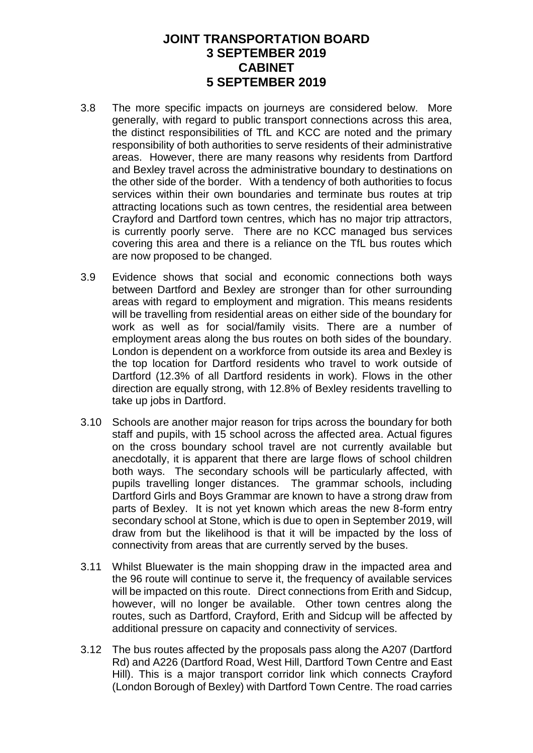3.8 The more specific impacts on journeys are considered below. More generally, with regard to public transport connections across this area, the distinct responsibilities of TfL and KCC are noted and the primary responsibility of both authorities to serve residents of their administrative areas. However, there are many reasons why residents from Dartford and Bexley travel across the administrative boundary to destinations on the other side of the border. With a tendency of both authorities to focus services within their own boundaries and terminate bus routes at trip attracting locations such as town centres, the residential area between Crayford and Dartford town centres, which has no major trip attractors, is currently poorly serve. There are no KCC managed bus services covering this area and there is a reliance on the TfL bus routes which are now proposed to be changed.

3.9 Evidence shows that social and economic connections both ways between Dartford and Bexley are stronger than for other surrounding areas with regard to employment and migration. This means residents will be travelling from residential areas on either side of the boundary for work as well as for social/family visits. There are a number of employment areas along the bus routes on both sides of the boundary. London is dependent on a workforce from outside its area and Bexley is the top location for Dartford residents who travel to work outside of Dartford (12.3% of all Dartford residents in work). Flows in the other direction are equally strong, with 12.8% of Bexley residents travelling to take up jobs in Dartford.

3.10 Schools are another major reason for trips across the boundary for both staff and pupils, with 15 school across the affected area. Actual figures on the cross boundary school travel are not currently available but anecdotally, it is apparent that there are large flows of school children both ways. The secondary schools will be particularly affected, with pupils travelling longer distances. The grammar schools, including Dartford Girls and Boys Grammar are known to have a strong draw from parts of Bexley. It is not yet known which areas the new 8-form entry secondary school at Stone, which is due to open in September 2019, will draw from but the likelihood is that it will be impacted by the loss of connectivity from areas that are currently served by the buses.

3.11 Whilst Bluewater is the main shopping draw in the impacted area and the 96 route will continue to serve it, the frequency of available services will be impacted on this route. Direct connections from Erith and Sidcup, however, will no longer be available. Other town centres along the routes, such as Dartford, Crayford, Erith and Sidcup will be affected by additional pressure on capacity and connectivity of services.

3.12 The bus routes affected by the proposals pass along the A207 (Dartford Rd) and A226 (Dartford Road, West Hill, Dartford Town Centre and East Hill). This is a major transport corridor link which connects Crayford (London Borough of Bexley) with Dartford Town Centre. The road carries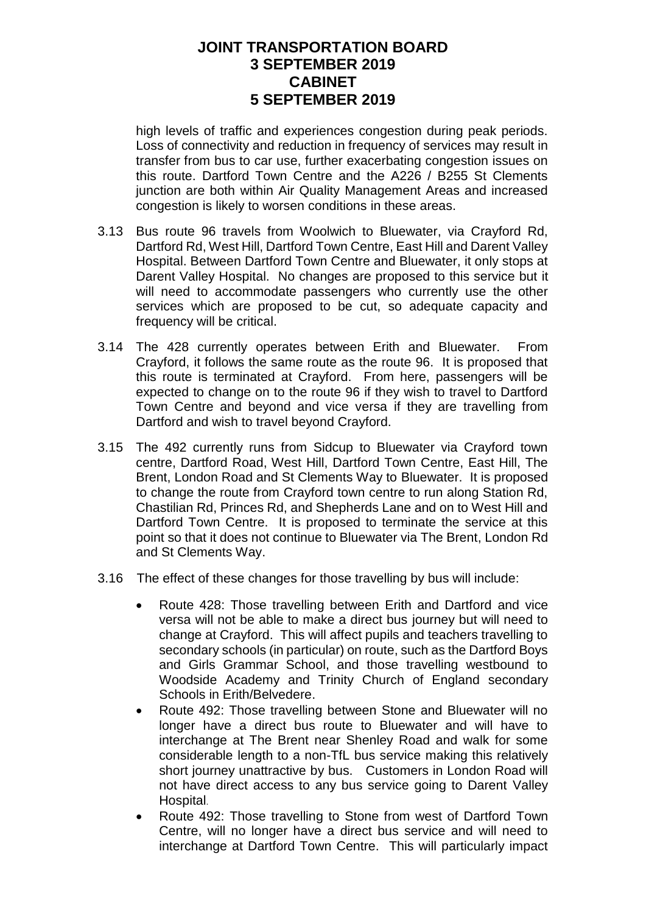high levels of traffic and experiences congestion during peak periods. Loss of connectivity and reduction in frequency of services may result in transfer from bus to car use, further exacerbating congestion issues on this route. Dartford Town Centre and the A226 / B255 St Clements junction are both within Air Quality Management Areas and increased congestion is likely to worsen conditions in these areas.

3.13 Bus route 96 travels from Woolwich to Bluewater, via Crayford Rd, Dartford Rd, West Hill, Dartford Town Centre, East Hill and Darent Valley Hospital. Between Dartford Town Centre and Bluewater, it only stops at Darent Valley Hospital. No changes are proposed to this service but it will need to accommodate passengers who currently use the other services which are proposed to be cut, so adequate capacity and frequency will be critical.

3.14 The 428 currently operates between Erith and Bluewater. From Crayford, it follows the same route as the route 96. It is proposed that this route is terminated at Crayford. From here, passengers will be expected to change on to the route 96 if they wish to travel to Dartford Town Centre and beyond and vice versa if they are travelling from Dartford and wish to travel beyond Crayford.

3.15 The 492 currently runs from Sidcup to Bluewater via Crayford town centre, Dartford Road, West Hill, Dartford Town Centre, East Hill, The Brent, London Road and St Clements Way to Bluewater. It is proposed to change the route from Crayford town centre to run along Station Rd, Chastilian Rd, Princes Rd, and Shepherds Lane and on to West Hill and Dartford Town Centre. It is proposed to terminate the service at this point so that it does not continue to Bluewater via The Brent, London Rd and St Clements Way.

3.16 The effect of these changes for those travelling by bus will include:

- Route 428: Those travelling between Erith and Dartford and vice versa will not be able to make a direct bus journey but will need to change at Crayford. This will affect pupils and teachers travelling to secondary schools (in particular) on route, such as the Dartford Boys and Girls Grammar School, and those travelling westbound to Woodside Academy and Trinity Church of England secondary Schools in Erith/Belvedere.
- Route 492: Those travelling between Stone and Bluewater will no longer have a direct bus route to Bluewater and will have to interchange at The Brent near Shenley Road and walk for some considerable length to a non-TfL bus service making this relatively short journey unattractive by bus. Customers in London Road will not have direct access to any bus service going to Darent Valley Hospital.
- Route 492: Those travelling to Stone from west of Dartford Town Centre, will no longer have a direct bus service and will need to interchange at Dartford Town Centre. This will particularly impact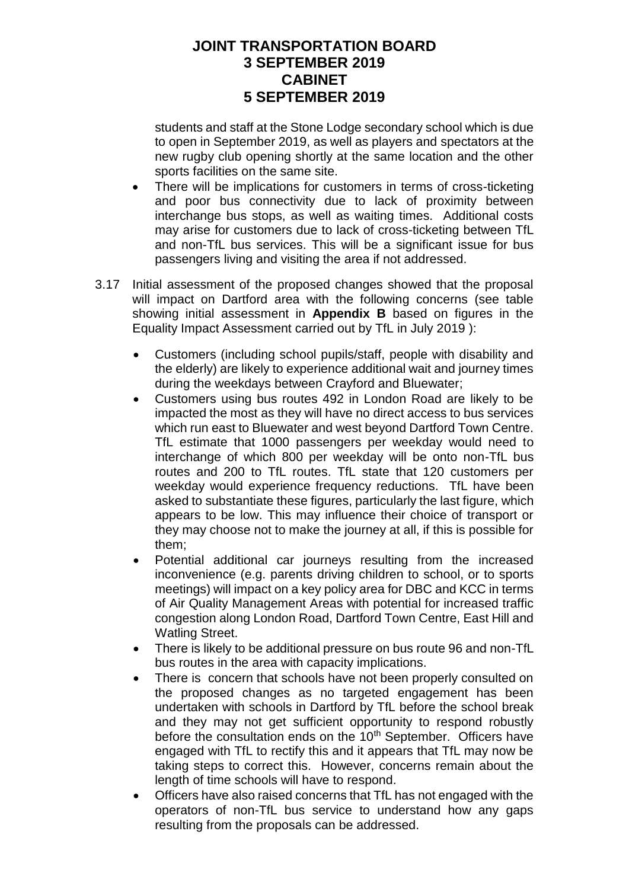students and staff at the Stone Lodge secondary school which is due to open in September 2019, as well as players and spectators at the new rugby club opening shortly at the same location and the other sports facilities on the same site.

- There will be implications for customers in terms of cross-ticketing and poor bus connectivity due to lack of proximity between interchange bus stops, as well as waiting times. Additional costs may arise for customers due to lack of cross-ticketing between TfL and non-TfL bus services. This will be a significant issue for bus passengers living and visiting the area if not addressed.

3.17 Initial assessment of the proposed changes showed that the proposal will impact on Dartford area with the following concerns (see table showing initial assessment in **Appendix B** based on figures in the Equality Impact Assessment carried out by TfL in July 2019 ):

- Customers (including school pupils/staff, people with disability and the elderly) are likely to experience additional wait and journey times during the weekdays between Crayford and Bluewater;
- Customers using bus routes 492 in London Road are likely to be impacted the most as they will have no direct access to bus services which run east to Bluewater and west beyond Dartford Town Centre. TfL estimate that 1000 passengers per weekday would need to interchange of which 800 per weekday will be onto non-TfL bus routes and 200 to TfL routes. TfL state that 120 customers per weekday would experience frequency reductions. TfL have been asked to substantiate these figures, particularly the last figure, which appears to be low. This may influence their choice of transport or they may choose not to make the journey at all, if this is possible for them;
- Potential additional car journeys resulting from the increased inconvenience (e.g. parents driving children to school, or to sports meetings) will impact on a key policy area for DBC and KCC in terms of Air Quality Management Areas with potential for increased traffic congestion along London Road, Dartford Town Centre, East Hill and Watling Street.
- There is likely to be additional pressure on bus route 96 and non-TfL bus routes in the area with capacity implications.
- There is concern that schools have not been properly consulted on the proposed changes as no targeted engagement has been undertaken with schools in Dartford by TfL before the school break and they may not get sufficient opportunity to respond robustly before the consultation ends on the 10th September. Officers have engaged with TfL to rectify this and it appears that TfL may now be taking steps to correct this. However, concerns remain about the length of time schools will have to respond.
- Officers have also raised concerns that TfL has not engaged with the operators of non-TfL bus service to understand how any gaps resulting from the proposals can be addressed.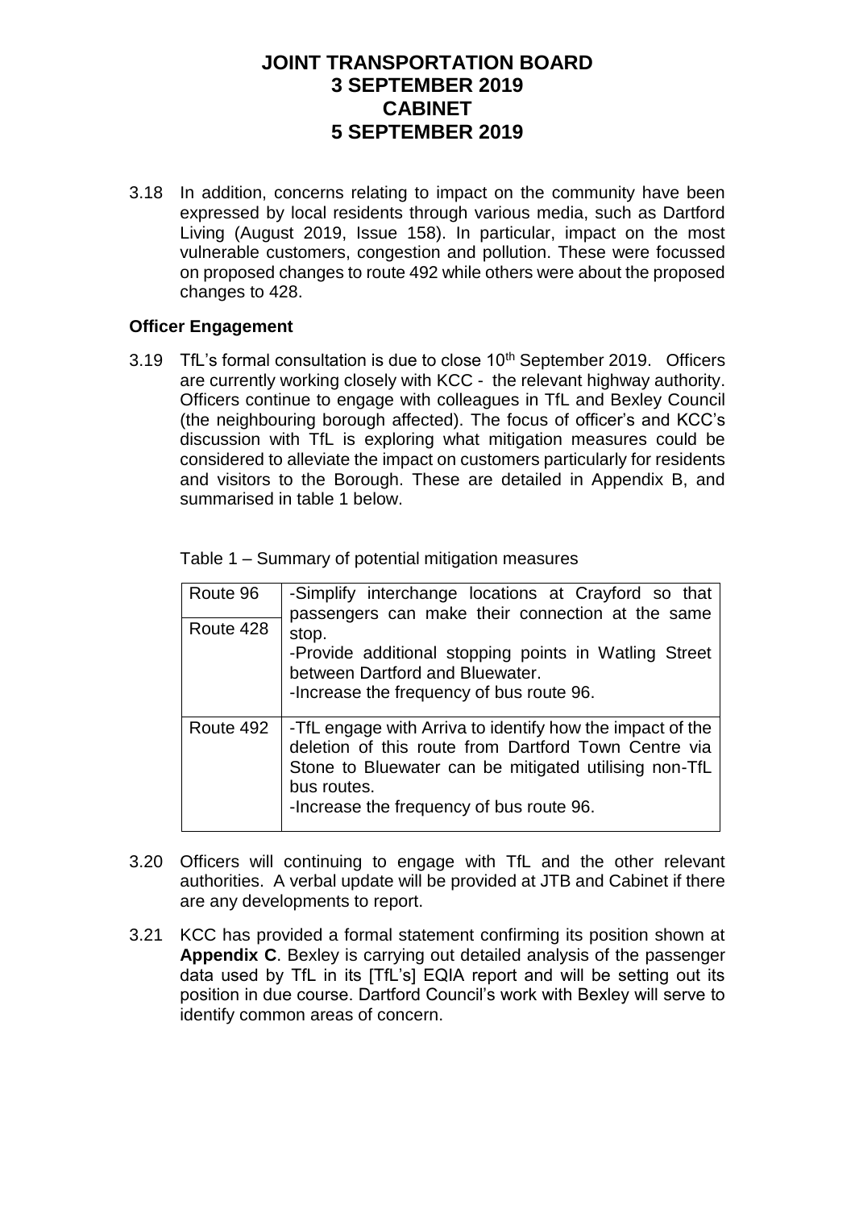3.18 In addition, concerns relating to impact on the community have been expressed by local residents through various media, such as Dartford Living (August 2019, Issue 158). In particular, impact on the most vulnerable customers, congestion and pollution. These were focussed on proposed changes to route 492 while others were about the proposed changes to 428.

**Officer Engagement**

3.19 TfL's formal consultation is due to close 10th September 2019. Officers are currently working closely with KCC - the relevant highway authority. Officers continue to engage with colleagues in TfL and Bexley Council (the neighbouring borough affected). The focus of officer's and KCC's discussion with TfL is exploring what mitigation measures could be considered to alleviate the impact on customers particularly for residents and visitors to the Borough. These are detailed in Appendix B, and summarised in table 1 below.

Table 1 – Summary of potential mitigation measures

| | |
|---|---|
| Route 96<br>Route 428 | -Simplify interchange locations at Crayford so that passengers can make their connection at the same stop.<br>-Provide additional stopping points in Watling Street between Dartford and Bluewater.<br>-Increase the frequency of bus route 96. |
| Route 492 | -TfL engage with Arriva to identify how the impact of the deletion of this route from Dartford Town Centre via Stone to Bluewater can be mitigated utilising non-TfL bus routes.<br>-Increase the frequency of bus route 96. |

3.20 Officers will continuing to engage with TfL and the other relevant authorities. A verbal update will be provided at JTB and Cabinet if there are any developments to report.

3.21 KCC has provided a formal statement confirming its position shown at **Appendix C**. Bexley is carrying out detailed analysis of the passenger data used by TfL in its [TfL's] EQIA report and will be setting out its position in due course. Dartford Council's work with Bexley will serve to identify common areas of concern.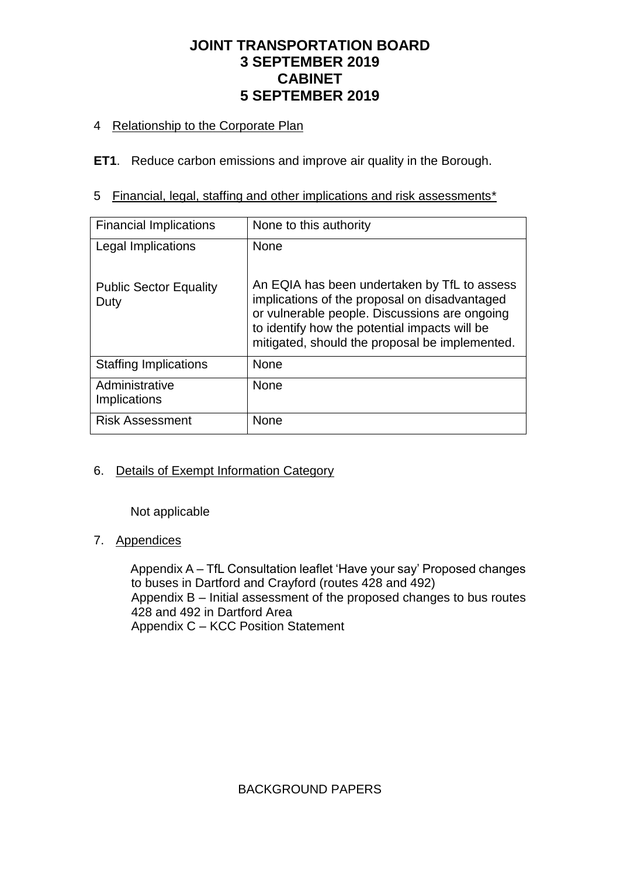# JOINT TRANSPORTATION BOARD
# 3 SEPTEMBER 2019
# CABINET
# 5 SEPTEMBER 2019

4 Relationship to the Corporate Plan

**ET1**. Reduce carbon emissions and improve air quality in the Borough.

5 Financial, legal, staffing and other implications and risk assessments*

| Financial Implications | None to this authority |
|---|---|
| Legal Implications<br><br>Public Sector Equality Duty | None<br><br>An EQIA has been undertaken by TfL to assess implications of the proposal on disadvantaged or vulnerable people. Discussions are ongoing to identify how the potential impacts will be mitigated, should the proposal be implemented. |
| Staffing Implications | None |
| Administrative Implications | None |
| Risk Assessment | None |

6. Details of Exempt Information Category

Not applicable

7. Appendices

Appendix A – TfL Consultation leaflet 'Have your say' Proposed changes to buses in Dartford and Crayford (routes 428 and 492)
Appendix B – Initial assessment of the proposed changes to bus routes 428 and 492 in Dartford Area
Appendix C – KCC Position Statement

BACKGROUND PAPERS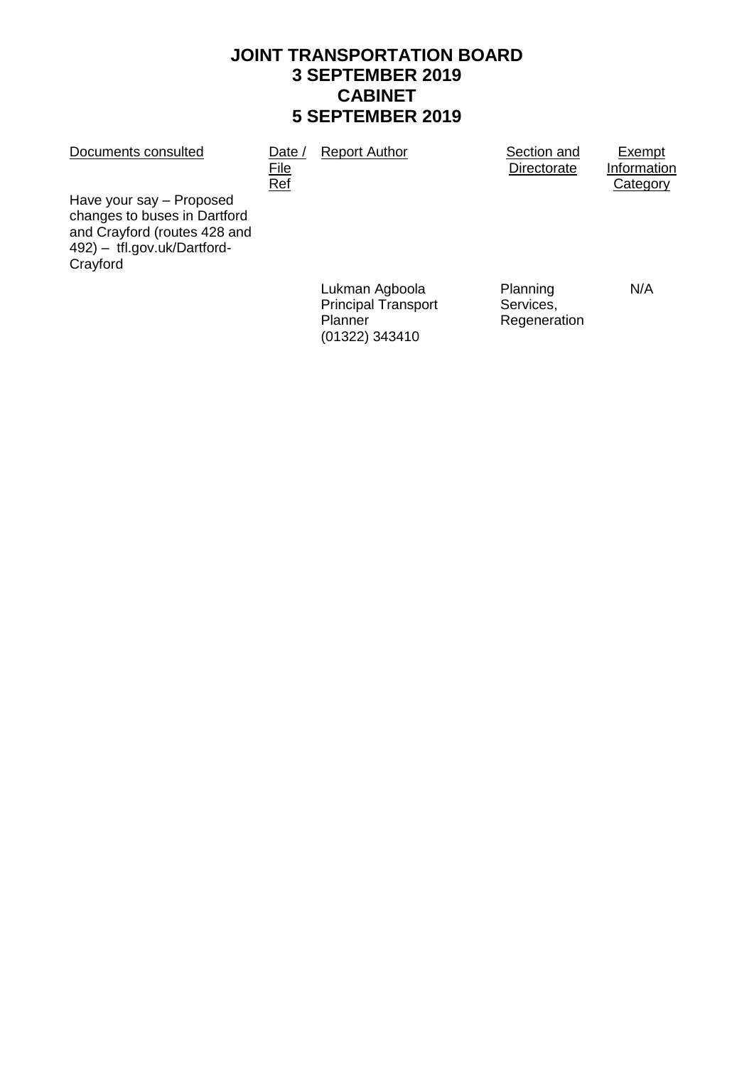**JOINT TRANSPORTATION BOARD**
**3 SEPTEMBER 2019**
**CABINET**
**5 SEPTEMBER 2019**

| Documents consulted | Date / File Ref | Report Author | Section and Directorate | Exempt Information Category |
|---|---|---|---|---|
| Have your say – Proposed changes to buses in Dartford and Crayford (routes 428 and 492) – tfl.gov.uk/Dartford-Crayford | | | | |
| | | Lukman Agboola<br>Principal Transport Planner<br>(01322) 343410 | Planning Services, Regeneration | N/A |